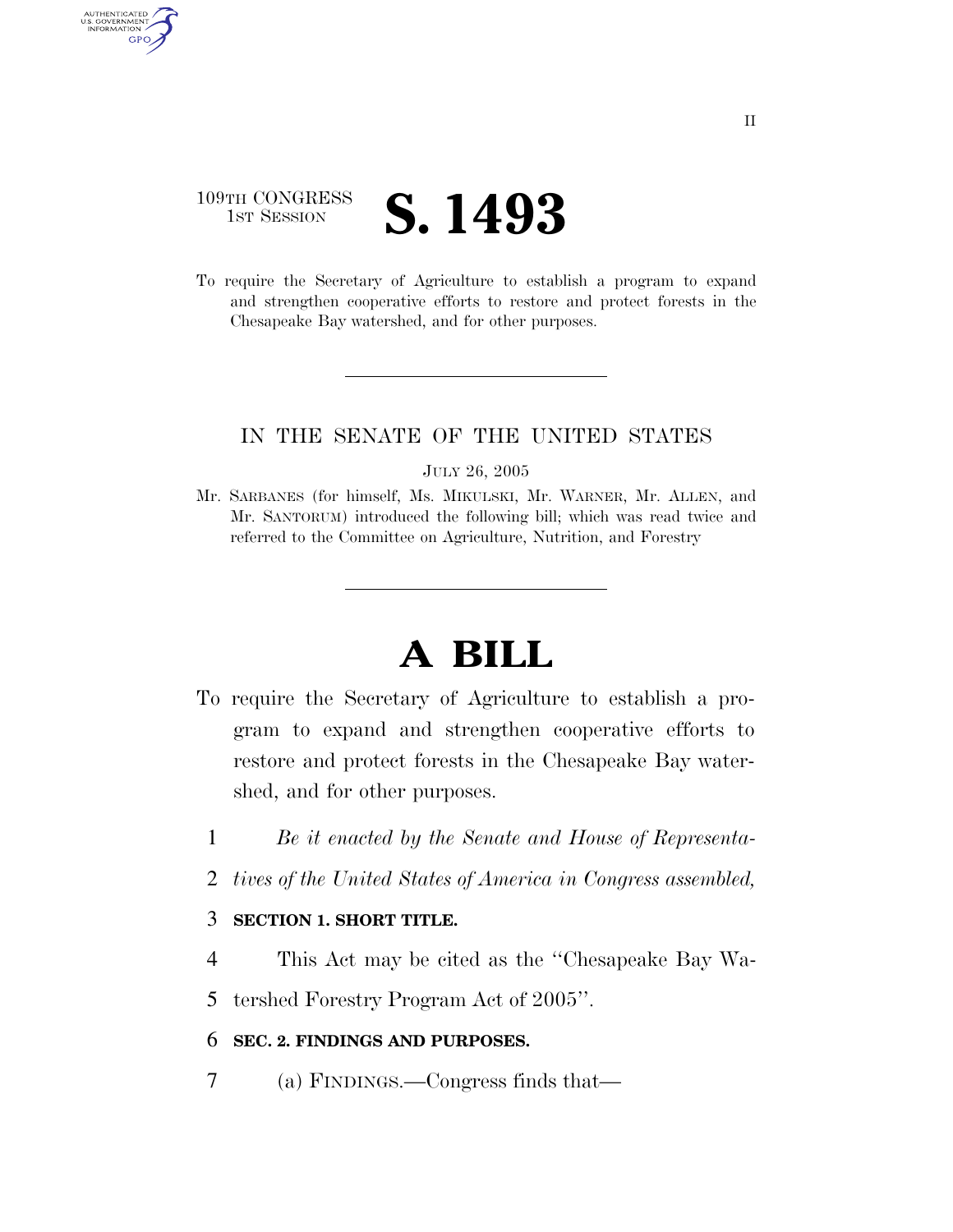109TH CONGRESS
1ST SESSION

# S. 1493

To require the Secretary of Agriculture to establish a program to expand and strengthen cooperative efforts to restore and protect forests in the Chesapeake Bay watershed, and for other purposes.

---

IN THE SENATE OF THE UNITED STATES

JULY 26, 2005

Mr. SARBANES (for himself, Ms. MIKULSKI, Mr. WARNER, Mr. ALLEN, and Mr. SANTORUM) introduced the following bill; which was read twice and referred to the Committee on Agriculture, Nutrition, and Forestry

---

# A BILL

To require the Secretary of Agriculture to establish a program to expand and strengthen cooperative efforts to restore and protect forests in the Chesapeake Bay watershed, and for other purposes.

1 *Be it enacted by the Senate and House of Representa-*
2 *tives of the United States of America in Congress assembled,*

3 **SECTION 1. SHORT TITLE.**

4 This Act may be cited as the ''Chesapeake Bay Wa-
5 tershed Forestry Program Act of 2005''.

6 **SEC. 2. FINDINGS AND PURPOSES.**

7 (a) FINDINGS.—Congress finds that—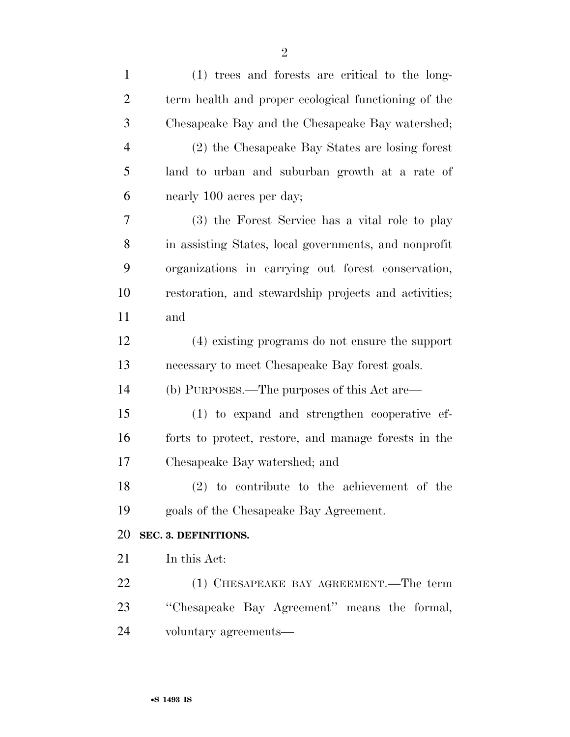(1) trees and forests are critical to the long-term health and proper ecological functioning of the Chesapeake Bay and the Chesapeake Bay watershed;

(2) the Chesapeake Bay States are losing forest land to urban and suburban growth at a rate of nearly 100 acres per day;

(3) the Forest Service has a vital role to play in assisting States, local governments, and nonprofit organizations in carrying out forest conservation, restoration, and stewardship projects and activities; and

(4) existing programs do not ensure the support necessary to meet Chesapeake Bay forest goals.

(b) PURPOSES.—The purposes of this Act are—

(1) to expand and strengthen cooperative efforts to protect, restore, and manage forests in the Chesapeake Bay watershed; and

(2) to contribute to the achievement of the goals of the Chesapeake Bay Agreement.

**SEC. 3. DEFINITIONS.**

In this Act:

(1) CHESAPEAKE BAY AGREEMENT.—The term ''Chesapeake Bay Agreement'' means the formal, voluntary agreements—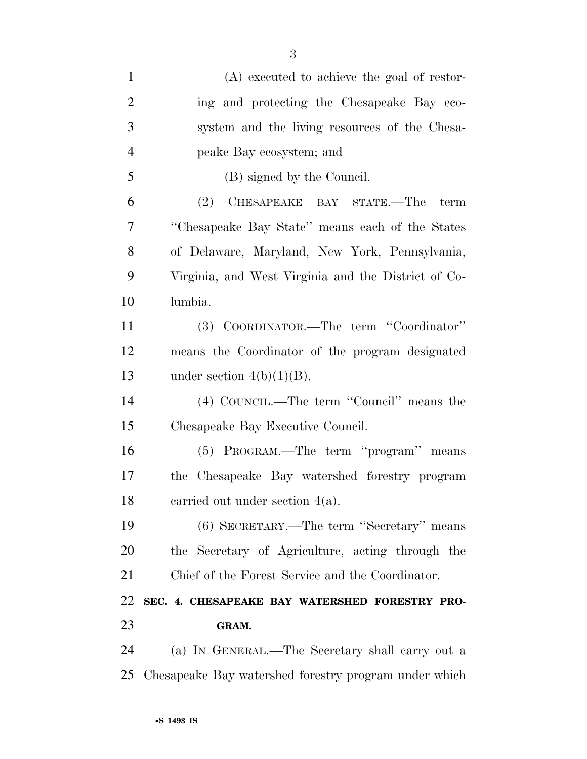(A) executed to achieve the goal of restoring and protecting the Chesapeake Bay ecosystem and the living resources of the Chesapeake Bay ecosystem; and

(B) signed by the Council.

(2) CHESAPEAKE BAY STATE.—The term ''Chesapeake Bay State'' means each of the States of Delaware, Maryland, New York, Pennsylvania, Virginia, and West Virginia and the District of Columbia.

(3) COORDINATOR.—The term ''Coordinator'' means the Coordinator of the program designated under section 4(b)(1)(B).

(4) COUNCIL.—The term ''Council'' means the Chesapeake Bay Executive Council.

(5) PROGRAM.—The term ''program'' means the Chesapeake Bay watershed forestry program carried out under section 4(a).

(6) SECRETARY.—The term ''Secretary'' means the Secretary of Agriculture, acting through the Chief of the Forest Service and the Coordinator.

## SEC. 4. CHESAPEAKE BAY WATERSHED FORESTRY PROGRAM.

(a) IN GENERAL.—The Secretary shall carry out a Chesapeake Bay watershed forestry program under which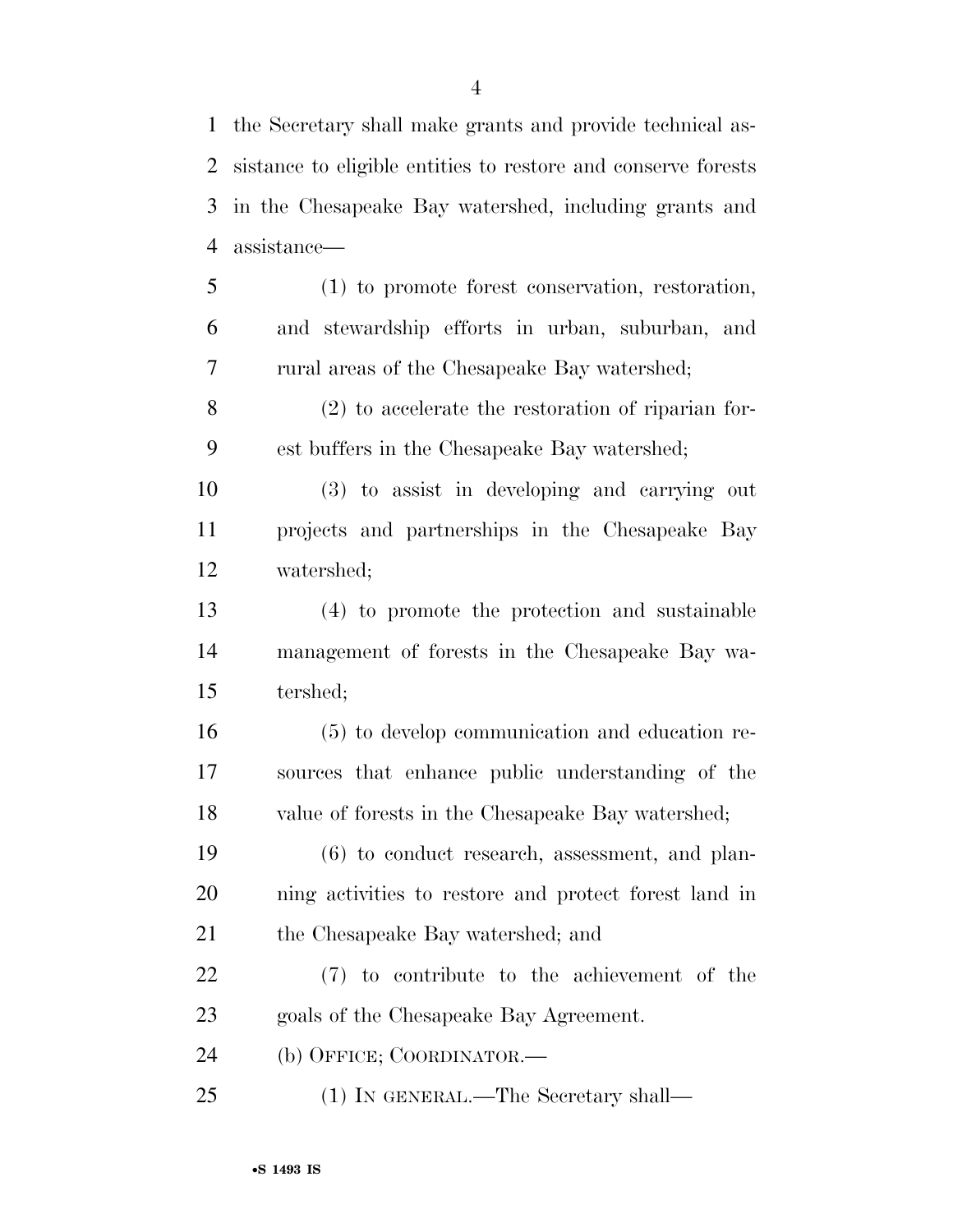the Secretary shall make grants and provide technical assistance to eligible entities to restore and conserve forests in the Chesapeake Bay watershed, including grants and assistance—

(1) to promote forest conservation, restoration, and stewardship efforts in urban, suburban, and rural areas of the Chesapeake Bay watershed;

(2) to accelerate the restoration of riparian forest buffers in the Chesapeake Bay watershed;

(3) to assist in developing and carrying out projects and partnerships in the Chesapeake Bay watershed;

(4) to promote the protection and sustainable management of forests in the Chesapeake Bay watershed;

(5) to develop communication and education resources that enhance public understanding of the value of forests in the Chesapeake Bay watershed;

(6) to conduct research, assessment, and planning activities to restore and protect forest land in the Chesapeake Bay watershed; and

(7) to contribute to the achievement of the goals of the Chesapeake Bay Agreement.

(b) OFFICE; COORDINATOR.—

(1) IN GENERAL.—The Secretary shall—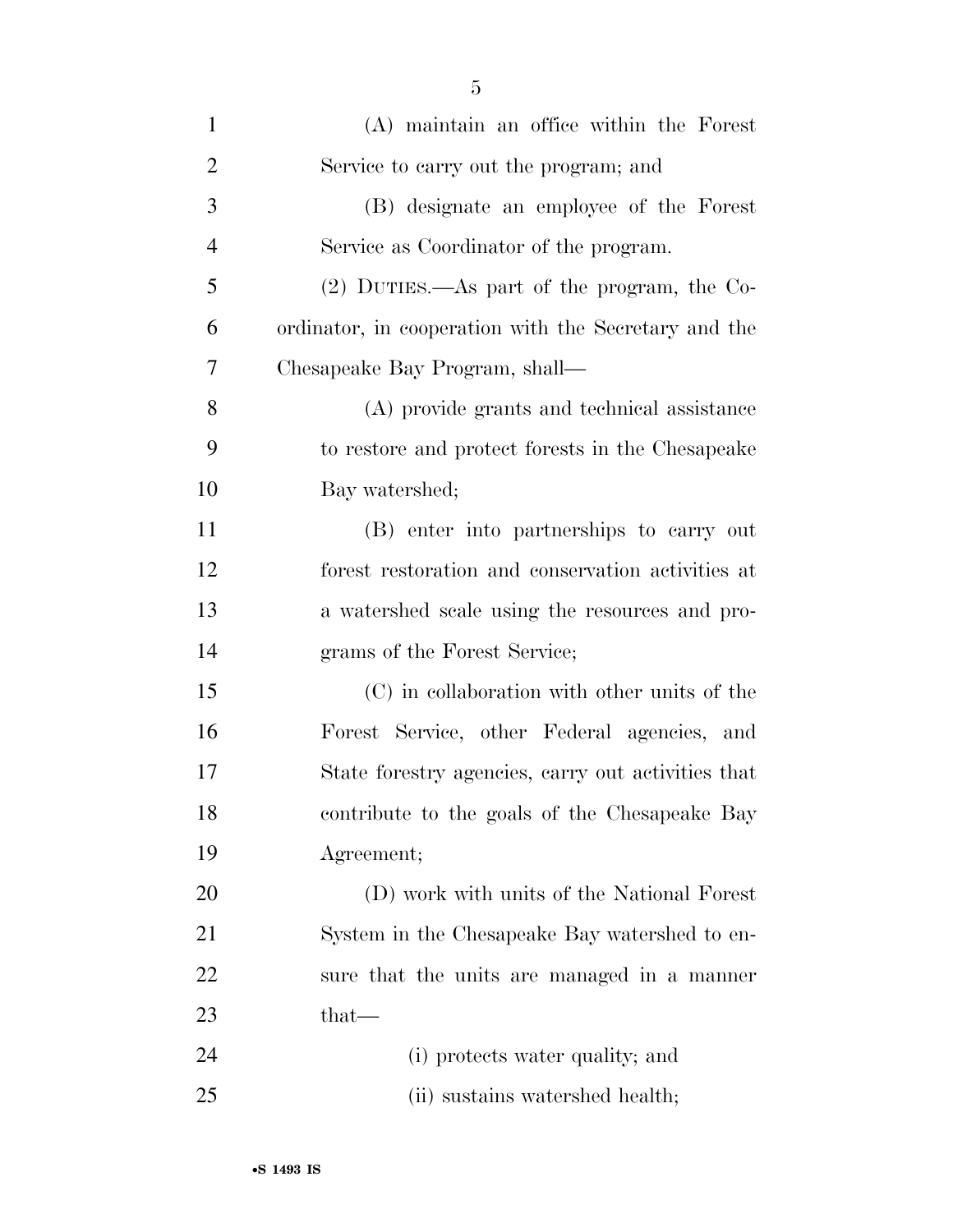(A) maintain an office within the Forest Service to carry out the program; and

(B) designate an employee of the Forest Service as Coordinator of the program.

(2) DUTIES.—As part of the program, the Coordinator, in cooperation with the Secretary and the Chesapeake Bay Program, shall—

(A) provide grants and technical assistance to restore and protect forests in the Chesapeake Bay watershed;

(B) enter into partnerships to carry out forest restoration and conservation activities at a watershed scale using the resources and programs of the Forest Service;

(C) in collaboration with other units of the Forest Service, other Federal agencies, and State forestry agencies, carry out activities that contribute to the goals of the Chesapeake Bay Agreement;

(D) work with units of the National Forest System in the Chesapeake Bay watershed to ensure that the units are managed in a manner that—

(i) protects water quality; and

(ii) sustains watershed health;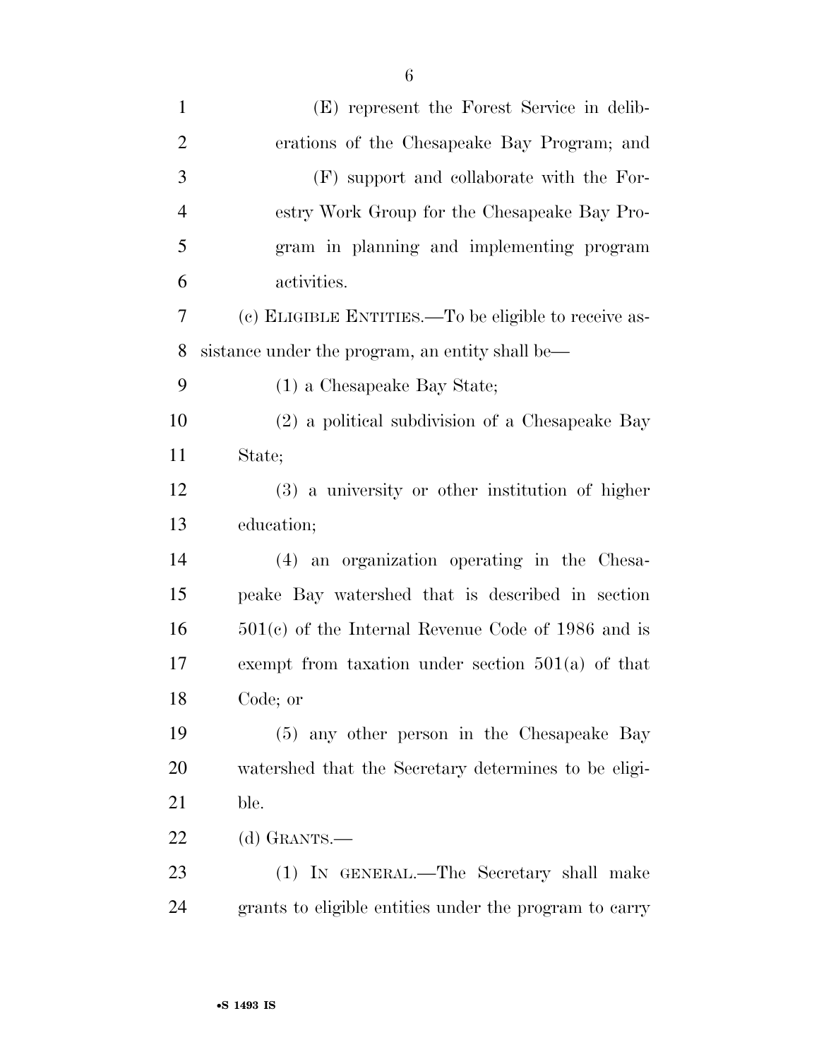(E) represent the Forest Service in deliberations of the Chesapeake Bay Program; and

(F) support and collaborate with the Forestry Work Group for the Chesapeake Bay Program in planning and implementing program activities.

(c) ELIGIBLE ENTITIES.—To be eligible to receive assistance under the program, an entity shall be—

(1) a Chesapeake Bay State;

(2) a political subdivision of a Chesapeake Bay State;

(3) a university or other institution of higher education;

(4) an organization operating in the Chesapeake Bay watershed that is described in section 501(c) of the Internal Revenue Code of 1986 and is exempt from taxation under section 501(a) of that Code; or

(5) any other person in the Chesapeake Bay watershed that the Secretary determines to be eligible.

(d) GRANTS.—

(1) IN GENERAL.—The Secretary shall make grants to eligible entities under the program to carry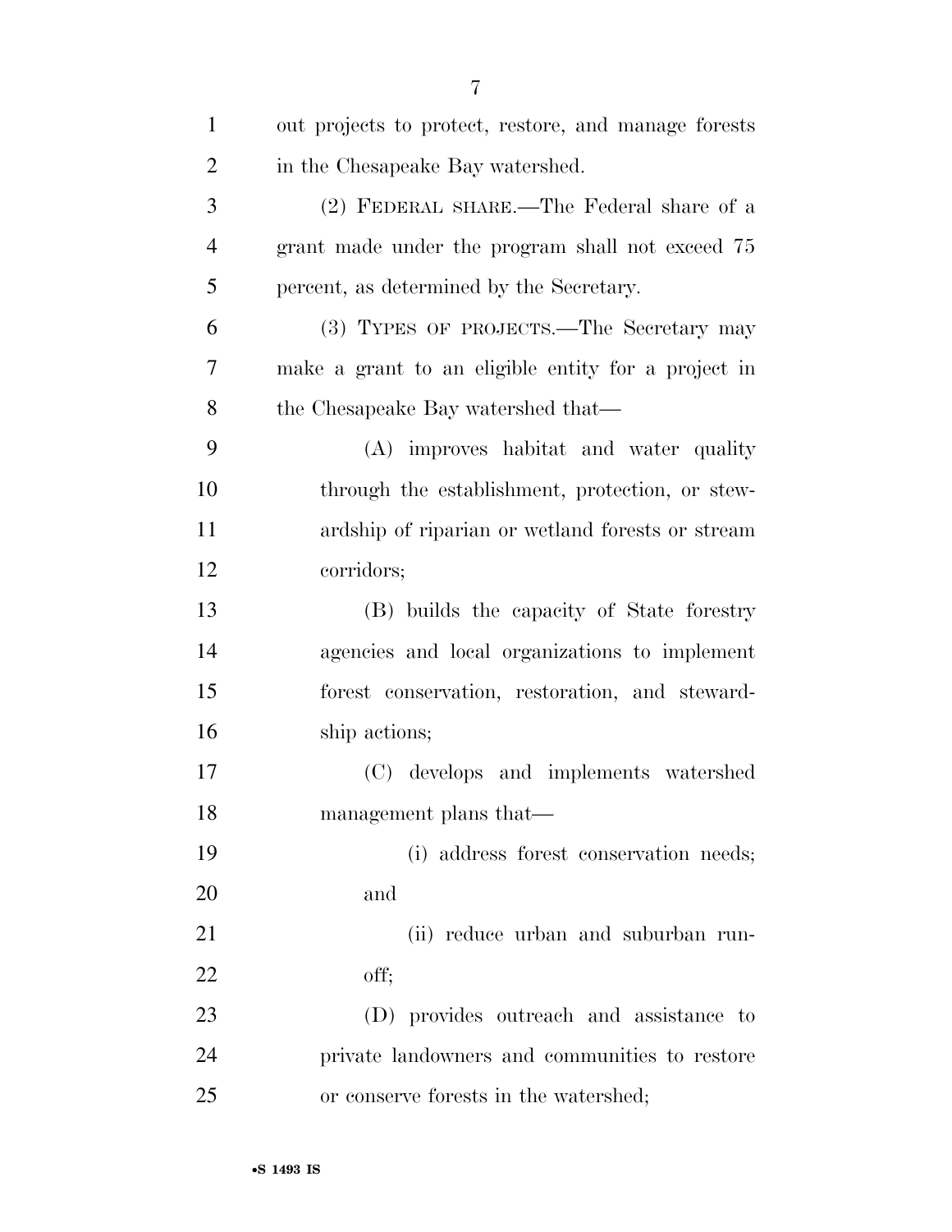out projects to protect, restore, and manage forests in the Chesapeake Bay watershed.

(2) FEDERAL SHARE.—The Federal share of a grant made under the program shall not exceed 75 percent, as determined by the Secretary.

(3) TYPES OF PROJECTS.—The Secretary may make a grant to an eligible entity for a project in the Chesapeake Bay watershed that—

(A) improves habitat and water quality through the establishment, protection, or stewardship of riparian or wetland forests or stream corridors;

(B) builds the capacity of State forestry agencies and local organizations to implement forest conservation, restoration, and stewardship actions;

(C) develops and implements watershed management plans that—

(i) address forest conservation needs; and

(ii) reduce urban and suburban runoff;

(D) provides outreach and assistance to private landowners and communities to restore or conserve forests in the watershed;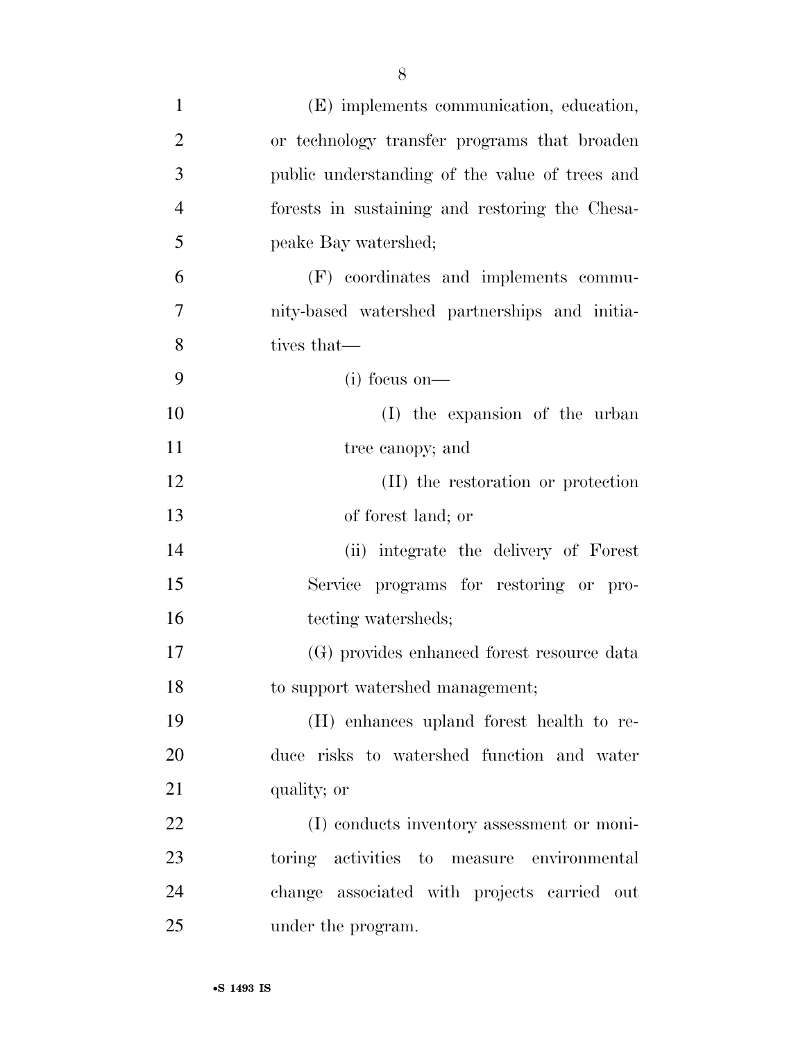(E) implements communication, education, or technology transfer programs that broaden public understanding of the value of trees and forests in sustaining and restoring the Chesapeake Bay watershed;

(F) coordinates and implements community-based watershed partnerships and initiatives that—

(i) focus on—

(I) the expansion of the urban tree canopy; and

(II) the restoration or protection of forest land; or

(ii) integrate the delivery of Forest Service programs for restoring or protecting watersheds;

(G) provides enhanced forest resource data to support watershed management;

(H) enhances upland forest health to reduce risks to watershed function and water quality; or

(I) conducts inventory assessment or monitoring activities to measure environmental change associated with projects carried out under the program.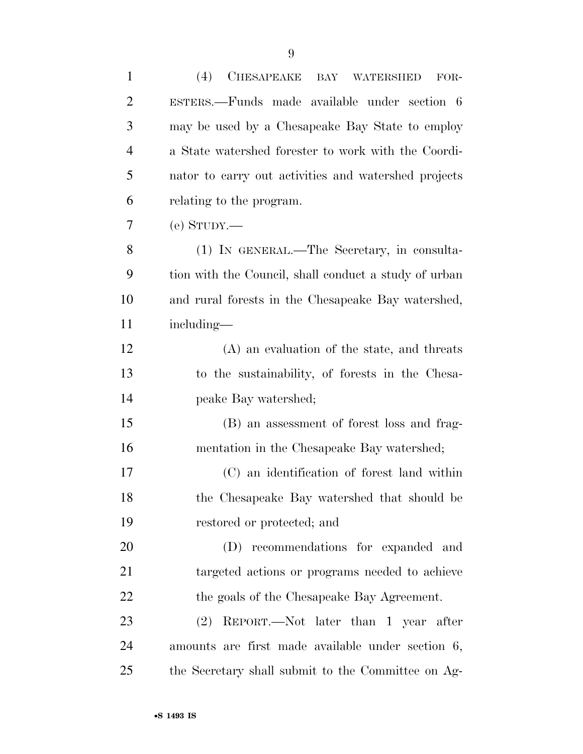(4) CHESAPEAKE BAY WATERSHED FORESTERS.—Funds made available under section 6 may be used by a Chesapeake Bay State to employ a State watershed forester to work with the Coordinator to carry out activities and watershed projects relating to the program.

(e) STUDY.—

(1) IN GENERAL.—The Secretary, in consultation with the Council, shall conduct a study of urban and rural forests in the Chesapeake Bay watershed, including—

(A) an evaluation of the state, and threats to the sustainability, of forests in the Chesapeake Bay watershed;

(B) an assessment of forest loss and fragmentation in the Chesapeake Bay watershed;

(C) an identification of forest land within the Chesapeake Bay watershed that should be restored or protected; and

(D) recommendations for expanded and targeted actions or programs needed to achieve the goals of the Chesapeake Bay Agreement.

(2) REPORT.—Not later than 1 year after amounts are first made available under section 6, the Secretary shall submit to the Committee on Ag-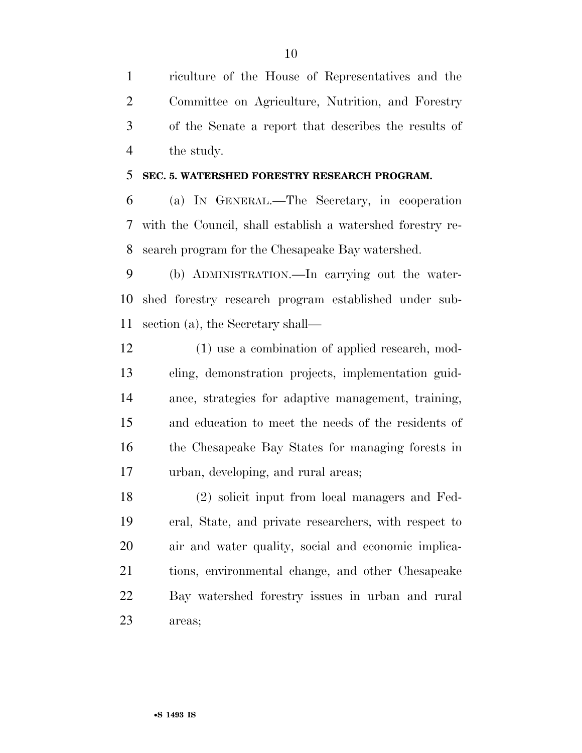riculture of the House of Representatives and the Committee on Agriculture, Nutrition, and Forestry of the Senate a report that describes the results of the study.

**SEC. 5. WATERSHED FORESTRY RESEARCH PROGRAM.**

(a) IN GENERAL.—The Secretary, in cooperation with the Council, shall establish a watershed forestry research program for the Chesapeake Bay watershed.

(b) ADMINISTRATION.—In carrying out the watershed forestry research program established under subsection (a), the Secretary shall—

(1) use a combination of applied research, modeling, demonstration projects, implementation guidance, strategies for adaptive management, training, and education to meet the needs of the residents of the Chesapeake Bay States for managing forests in urban, developing, and rural areas;

(2) solicit input from local managers and Federal, State, and private researchers, with respect to air and water quality, social and economic implications, environmental change, and other Chesapeake Bay watershed forestry issues in urban and rural areas;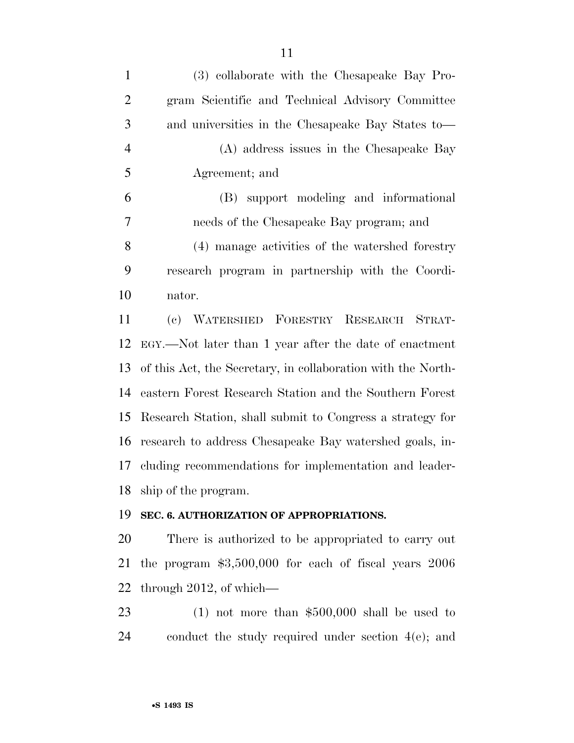(3) collaborate with the Chesapeake Bay Program Scientific and Technical Advisory Committee and universities in the Chesapeake Bay States to—

(A) address issues in the Chesapeake Bay Agreement; and

(B) support modeling and informational needs of the Chesapeake Bay program; and

(4) manage activities of the watershed forestry research program in partnership with the Coordinator.

(c) WATERSHED FORESTRY RESEARCH STRATEGY.—Not later than 1 year after the date of enactment of this Act, the Secretary, in collaboration with the Northeastern Forest Research Station and the Southern Forest Research Station, shall submit to Congress a strategy for research to address Chesapeake Bay watershed goals, including recommendations for implementation and leadership of the program.

**SEC. 6. AUTHORIZATION OF APPROPRIATIONS.**

There is authorized to be appropriated to carry out the program $3,500,000 for each of fiscal years 2006 through 2012, of which—

(1) not more than $500,000 shall be used to conduct the study required under section 4(e); and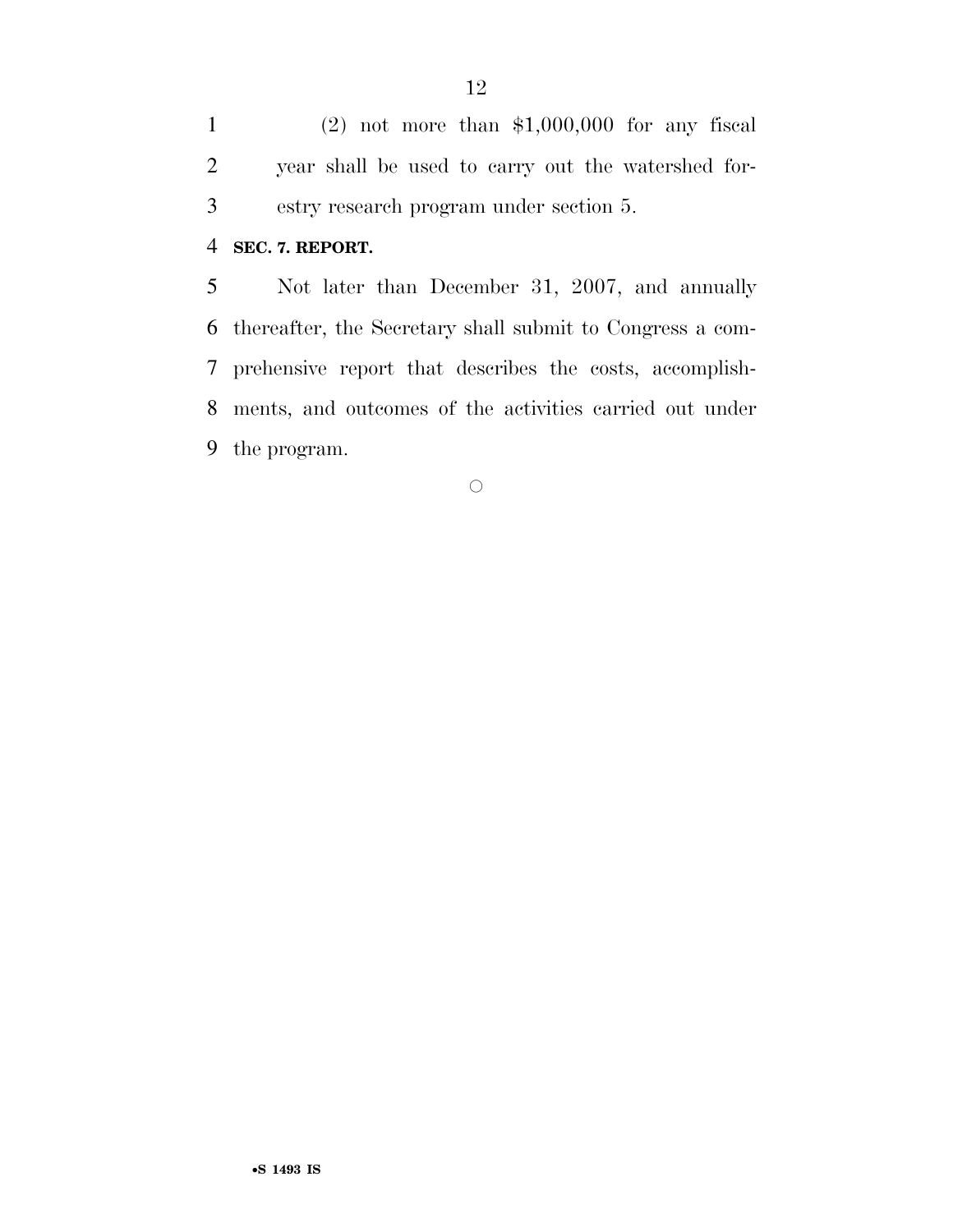(2) not more than $1,000,000 for any fiscal year shall be used to carry out the watershed forestry research program under section 5.

**SEC. 7. REPORT.**

Not later than December 31, 2007, and annually thereafter, the Secretary shall submit to Congress a comprehensive report that describes the costs, accomplishments, and outcomes of the activities carried out under the program.

○